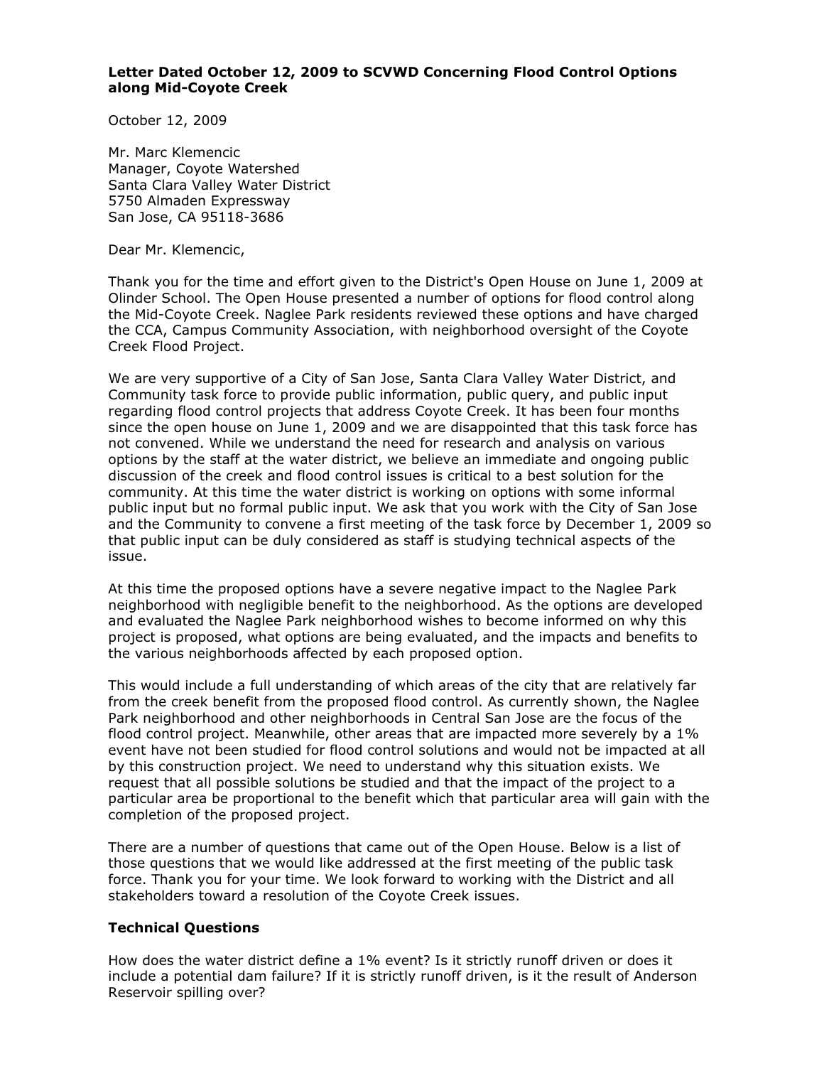**Letter Dated October 12, 2009 to SCVWD Concerning Flood Control Options along Mid-Coyote Creek**

October 12, 2009

Mr. Marc Klemencic  
Manager, Coyote Watershed  
Santa Clara Valley Water District  
5750 Almaden Expressway  
San Jose, CA 95118-3686

Dear Mr. Klemencic,

Thank you for the time and effort given to the District's Open House on June 1, 2009 at Olinder School. The Open House presented a number of options for flood control along the Mid-Coyote Creek. Naglee Park residents reviewed these options and have charged the CCA, Campus Community Association, with neighborhood oversight of the Coyote Creek Flood Project.

We are very supportive of a City of San Jose, Santa Clara Valley Water District, and Community task force to provide public information, public query, and public input regarding flood control projects that address Coyote Creek. It has been four months since the open house on June 1, 2009 and we are disappointed that this task force has not convened. While we understand the need for research and analysis on various options by the staff at the water district, we believe an immediate and ongoing public discussion of the creek and flood control issues is critical to a best solution for the community. At this time the water district is working on options with some informal public input but no formal public input. We ask that you work with the City of San Jose and the Community to convene a first meeting of the task force by December 1, 2009 so that public input can be duly considered as staff is studying technical aspects of the issue.

At this time the proposed options have a severe negative impact to the Naglee Park neighborhood with negligible benefit to the neighborhood. As the options are developed and evaluated the Naglee Park neighborhood wishes to become informed on why this project is proposed, what options are being evaluated, and the impacts and benefits to the various neighborhoods affected by each proposed option.

This would include a full understanding of which areas of the city that are relatively far from the creek benefit from the proposed flood control. As currently shown, the Naglee Park neighborhood and other neighborhoods in Central San Jose are the focus of the flood control project. Meanwhile, other areas that are impacted more severely by a 1% event have not been studied for flood control solutions and would not be impacted at all by this construction project. We need to understand why this situation exists. We request that all possible solutions be studied and that the impact of the project to a particular area be proportional to the benefit which that particular area will gain with the completion of the proposed project.

There are a number of questions that came out of the Open House. Below is a list of those questions that we would like addressed at the first meeting of the public task force. Thank you for your time. We look forward to working with the District and all stakeholders toward a resolution of the Coyote Creek issues.

**Technical Questions**

How does the water district define a 1% event? Is it strictly runoff driven or does it include a potential dam failure? If it is strictly runoff driven, is it the result of Anderson Reservoir spilling over?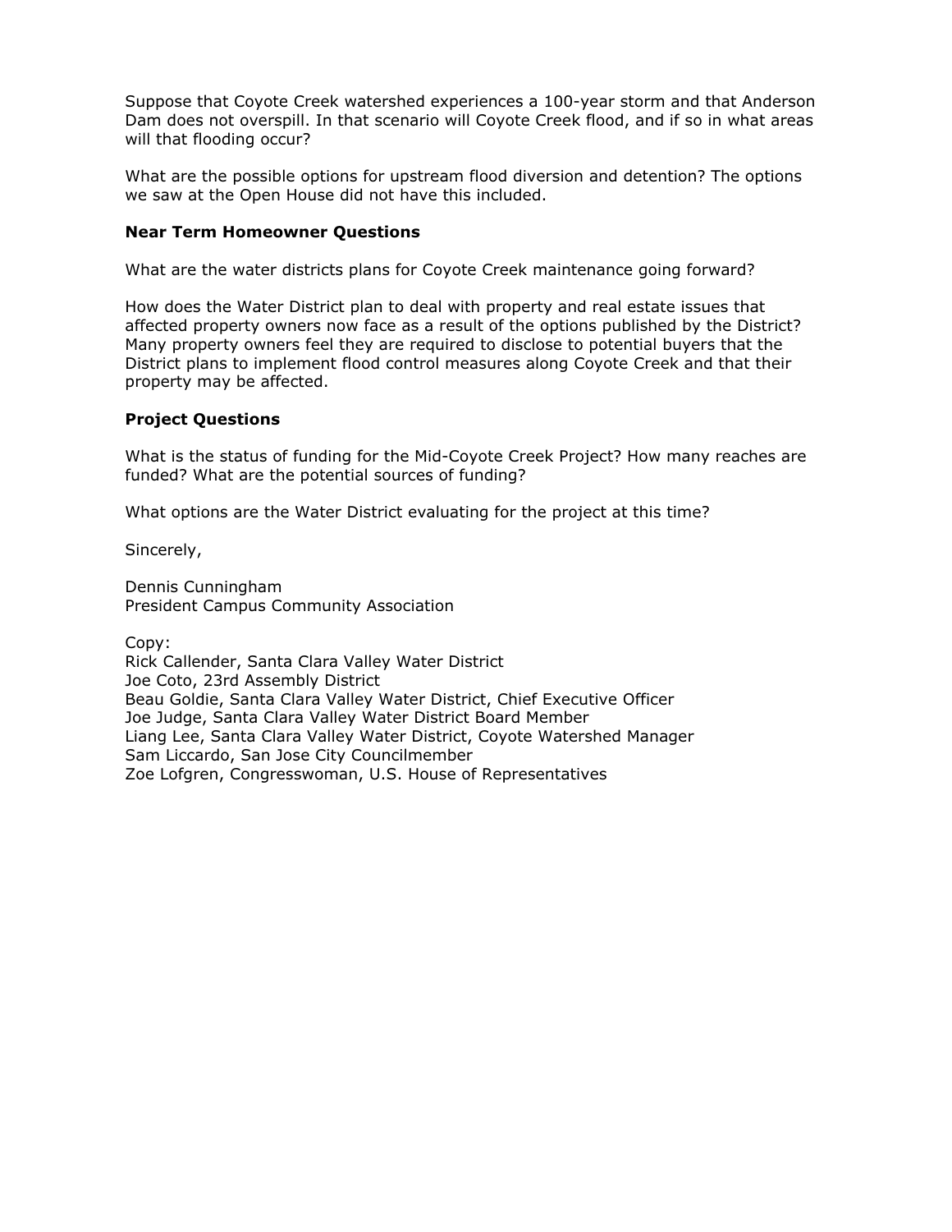Suppose that Coyote Creek watershed experiences a 100-year storm and that Anderson Dam does not overspill. In that scenario will Coyote Creek flood, and if so in what areas will that flooding occur?

What are the possible options for upstream flood diversion and detention? The options we saw at the Open House did not have this included.

**Near Term Homeowner Questions**

What are the water districts plans for Coyote Creek maintenance going forward?

How does the Water District plan to deal with property and real estate issues that affected property owners now face as a result of the options published by the District? Many property owners feel they are required to disclose to potential buyers that the District plans to implement flood control measures along Coyote Creek and that their property may be affected.

**Project Questions**

What is the status of funding for the Mid-Coyote Creek Project? How many reaches are funded? What are the potential sources of funding?

What options are the Water District evaluating for the project at this time?

Sincerely,

Dennis Cunningham
President Campus Community Association

Copy:
Rick Callender, Santa Clara Valley Water District
Joe Coto, 23rd Assembly District
Beau Goldie, Santa Clara Valley Water District, Chief Executive Officer
Joe Judge, Santa Clara Valley Water District Board Member
Liang Lee, Santa Clara Valley Water District, Coyote Watershed Manager
Sam Liccardo, San Jose City Councilmember
Zoe Lofgren, Congresswoman, U.S. House of Representatives